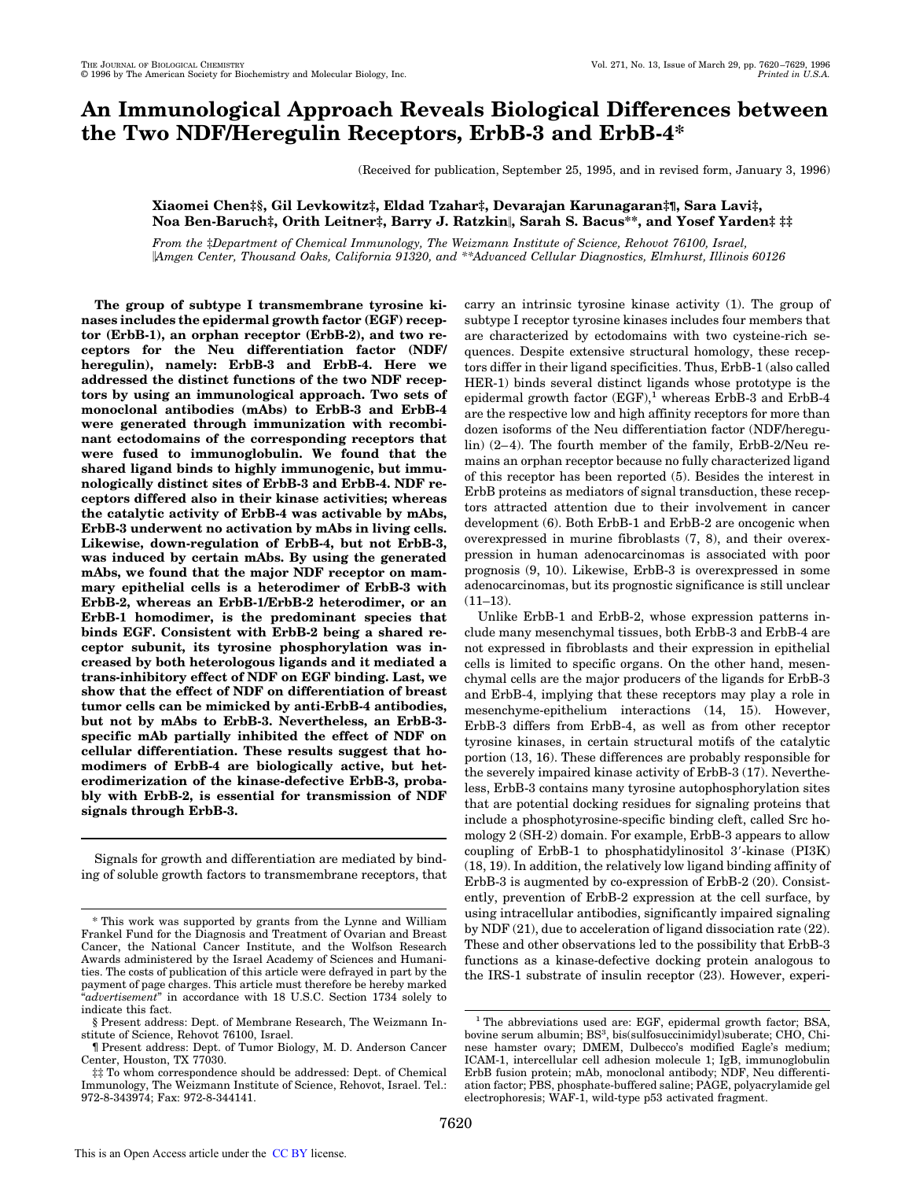# An Immunological Approach Reveals Biological Differences between the Two NDF/Heregulin Receptors, ErbB-3 and ErbB-4*

(Received for publication, September 25, 1995, and in revised form, January 3, 1996)

**Xiaomei Chen‡§, Gil Levkowitz‡, Eldad Tzahar‡, Devarajan Karunagaran‡¶, Sara Lavi‡, Noa Ben-Baruch‡, Orith Leitner‡, Barry J. Ratzkin‖, Sarah S. Bacus**, and Yosef Yarden‡ ‡‡**

*From the ‡Department of Chemical Immunology, The Weizmann Institute of Science, Rehovot 76100, Israel, ‖Amgen Center, Thousand Oaks, California 91320, and **Advanced Cellular Diagnostics, Elmhurst, Illinois 60126*

**The group of subtype I transmembrane tyrosine kinases includes the epidermal growth factor (EGF) receptor (ErbB-1), an orphan receptor (ErbB-2), and two receptors for the Neu differentiation factor (NDF/heregulin), namely: ErbB-3 and ErbB-4. Here we addressed the distinct functions of the two NDF receptors by using an immunological approach. Two sets of monoclonal antibodies (mAbs) to ErbB-3 and ErbB-4 were generated through immunization with recombinant ectodomains of the corresponding receptors that were fused to immunoglobulin. We found that the shared ligand binds to highly immunogenic, but immunologically distinct sites of ErbB-3 and ErbB-4. NDF receptors differed also in their kinase activities; whereas the catalytic activity of ErbB-4 was activable by mAbs, ErbB-3 underwent no activation by mAbs in living cells. Likewise, down-regulation of ErbB-4, but not ErbB-3, was induced by certain mAbs. By using the generated mAbs, we found that the major NDF receptor on mammary epithelial cells is a heterodimer of ErbB-3 with ErbB-2, whereas an ErbB-1/ErbB-2 heterodimer, or an ErbB-1 homodimer, is the predominant species that binds EGF. Consistent with ErbB-2 being a shared receptor subunit, its tyrosine phosphorylation was increased by both heterologous ligands and it mediated a trans-inhibitory effect of NDF on EGF binding. Last, we show that the effect of NDF on differentiation of breast tumor cells can be mimicked by anti-ErbB-4 antibodies, but not by mAbs to ErbB-3. Nevertheless, an ErbB-3-specific mAb partially inhibited the effect of NDF on cellular differentiation. These results suggest that homodimers of ErbB-4 are biologically active, but heterodimerization of the kinase-defective ErbB-3, probably with ErbB-2, is essential for transmission of NDF signals through ErbB-3.**

Signals for growth and differentiation are mediated by binding of soluble growth factors to transmembrane receptors, that carry an intrinsic tyrosine kinase activity (1). The group of subtype I receptor tyrosine kinases includes four members that are characterized by ectodomains with two cysteine-rich sequences. Despite extensive structural homology, these receptors differ in their ligand specificities. Thus, ErbB-1 (also called HER-1) binds several distinct ligands whose prototype is the epidermal growth factor (EGF),[1] whereas ErbB-3 and ErbB-4 are the respective low and high affinity receptors for more than dozen isoforms of the Neu differentiation factor (NDF/heregulin) (2–4). The fourth member of the family, ErbB-2/Neu remains an orphan receptor because no fully characterized ligand of this receptor has been reported (5). Besides the interest in ErbB proteins as mediators of signal transduction, these receptors attracted attention due to their involvement in cancer development (6). Both ErbB-1 and ErbB-2 are oncogenic when overexpressed in murine fibroblasts (7, 8), and their overexpression in human adenocarcinomas is associated with poor prognosis (9, 10). Likewise, ErbB-3 is overexpressed in some adenocarcinomas, but its prognostic significance is still unclear (11–13).

Unlike ErbB-1 and ErbB-2, whose expression patterns include many mesenchymal tissues, both ErbB-3 and ErbB-4 are not expressed in fibroblasts and their expression in epithelial cells is limited to specific organs. On the other hand, mesenchymal cells are the major producers of the ligands for ErbB-3 and ErbB-4, implying that these receptors may play a role in mesenchyme-epithelium interactions (14, 15). However, ErbB-3 differs from ErbB-4, as well as from other receptor tyrosine kinases, in certain structural motifs of the catalytic portion (13, 16). These differences are probably responsible for the severely impaired kinase activity of ErbB-3 (17). Nevertheless, ErbB-3 contains many tyrosine autophosphorylation sites that are potential docking residues for signaling proteins that include a phosphotyrosine-specific binding cleft, called Src homology 2 (SH-2) domain. For example, ErbB-3 appears to allow coupling of ErbB-1 to phosphatidylinositol 3′-kinase (PI3K) (18, 19). In addition, the relatively low ligand binding affinity of ErbB-3 is augmented by co-expression of ErbB-2 (20). Consistently, prevention of ErbB-2 expression at the cell surface, by using intracellular antibodies, significantly impaired signaling by NDF (21), due to acceleration of ligand dissociation rate (22). These and other observations led to the possibility that ErbB-3 functions as a kinase-defective docking protein analogous to the IRS-1 substrate of insulin receptor (23). However, experi-

---

\* This work was supported by grants from the Lynne and William Frankel Fund for the Diagnosis and Treatment of Ovarian and Breast Cancer, the National Cancer Institute, and the Wolfson Research Awards administered by the Israel Academy of Sciences and Humanities. The costs of publication of this article were defrayed in part by the payment of page charges. This article must therefore be hereby marked "*advertisement*" in accordance with 18 U.S.C. Section 1734 solely to indicate this fact.

§ Present address: Dept. of Membrane Research, The Weizmann Institute of Science, Rehovot 76100, Israel.

¶ Present address: Dept. of Tumor Biology, M. D. Anderson Cancer Center, Houston, TX 77030.

‡‡ To whom correspondence should be addressed: Dept. of Chemical Immunology, The Weizmann Institute of Science, Rehovot, Israel. Tel.: 972-8-343974; Fax: 972-8-344141.

[1] The abbreviations used are: EGF, epidermal growth factor; BSA, bovine serum albumin; BS$^3$, bis(sulfosuccinimidyl)suberate; CHO, Chinese hamster ovary; DMEM, Dulbecco's modified Eagle's medium; ICAM-1, intercellular cell adhesion molecule 1; IgB, immunoglobulin ErbB fusion protein; mAb, monoclonal antibody; NDF, Neu differentiation factor; PBS, phosphate-buffered saline; PAGE, polyacrylamide gel electrophoresis; WAF-1, wild-type p53 activated fragment.

This is an Open Access article under the CC BY license.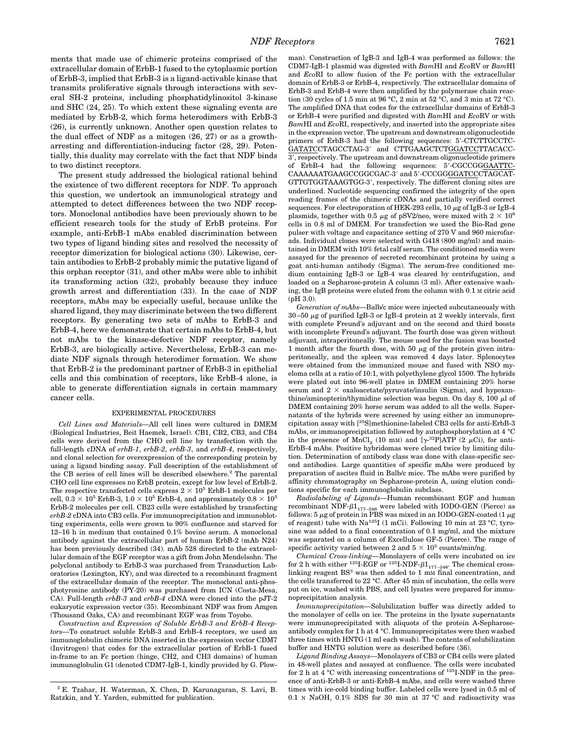ments that made use of chimeric proteins comprised of the extracellular domain of ErbB-1 fused to the cytoplasmic portion of ErbB-3, implied that ErbB-3 is a ligand-activable kinase that transmits proliferative signals through interactions with several SH-2 proteins, including phosphatidylinositol 3-kinase and SHC (24, 25). To which extent these signaling events are mediated by ErbB-2, which forms heterodimers with ErbB-3 (26), is currently unknown. Another open question relates to the dual effect of NDF as a mitogen (26, 27) or as a growth-arresting and differentiation-inducing factor (28, 29). Potentially, this duality may correlate with the fact that NDF binds to two distinct receptors.

The present study addressed the biological rational behind the existence of two different receptors for NDF. To approach this question, we undertook an immunological strategy and attempted to detect differences between the two NDF receptors. Monoclonal antibodies have been previously shown to be efficient research tools for the study of ErbB proteins. For example, anti-ErbB-1 mAbs enabled discrimination between two types of ligand binding sites and resolved the necessity of receptor dimerization for biological actions (30). Likewise, certain antibodies to ErbB-2 probably mimic the putative ligand of this orphan receptor (31), and other mAbs were able to inhibit its transforming action (32), probably because they induce growth arrest and differentiation (33). In the case of NDF receptors, mAbs may be especially useful, because unlike the shared ligand, they may discriminate between the two different receptors. By generating two sets of mAbs to ErbB-3 and ErbB-4, here we demonstrate that certain mAbs to ErbB-4, but not mAbs to the kinase-defective NDF receptor, namely ErbB-3, are biologically active. Nevertheless, ErbB-3 can mediate NDF signals through heterodimer formation. We show that ErbB-2 is the predominant partner of ErbB-3 in epithelial cells and this combination of receptors, like ErbB-4 alone, is able to generate differentiation signals in certain mammary cancer cells.

## EXPERIMENTAL PROCEDURES

*Cell Lines and Materials*—All cell lines were cultured in DMEM (Biological Industries, Beit Haemek, Israel). CB1, CB2, CB3, and CB4 cells were derived from the CHO cell line by transfection with the full-length cDNA of *erbB-1*, *erbB-2*, *erbB-3*, and *erbB-4*, respectively, and clonal selection for overexpression of the corresponding protein by using a ligand binding assay. Full description of the establishment of the CB series of cell lines will be described elsewhere.[2] The parental CHO cell line expresses no ErbB protein, except for low level of ErbB-2. The respective transfected cells express $2 \times 10^5$ ErbB-1 molecules per cell, $0.3 \times 10^5$ ErbB-3, $1.0 \times 10^5$ ErbB-4, and approximately $0.8 \times 10^5$ ErbB-2 molecules per cell. CB23 cells were established by transfecting *erbB-2* cDNA into CB3 cells. For immunoprecipitation and immunoblotting experiments, cells were grown to 90% confluence and starved for 12–16 h in medium that contained 0.1% bovine serum. A monoclonal antibody against the extracellular part of human ErbB-2 (mAb N24) has been previously described (34). mAb 528 directed to the extracellular domain of the EGF receptor was a gift from John Mendelsohn. The polyclonal antibody to ErbB-3 was purchased from Transduction Laboratories (Lexington, KY), and was directed to a recombinant fragment of the extracellular domain of the receptor. The monoclonal anti-phosphotyrosine antibody (PY-20) was purchased from ICN (Costa-Mesa, CA). Full-length *erbB-3* and *erbB-4* cDNA were cloned into the pJT-2 eukaryotic expression vector (35). Recombinant NDF was from Amgen (Thousand Oaks, CA) and recombinant EGF was from Toyobo.

*Construction and Expression of Soluble ErbB-3 and ErbB-4 Receptors*—To construct soluble ErbB-3 and ErbB-4 receptors, we used an immunoglobulin chimeric DNA inserted in the expression vector CDM7 (Invitrogen) that codes for the extracellular portion of ErbB-1 fused in-frame to an Fc portion (hinge, CH2, and CH3 domains) of human immunoglobulin G1 (denoted CDM7-IgB-1, kindly provided by G. Plowman). Construction of IgB-3 and IgB-4 was performed as follows: the CDM7-IgB-1 plasmid was digested with *Bam*HI and *Eco*RV or *Bam*HI and *Eco*RI to allow fusion of the Fc portion with the extracellular domain of ErbB-3 or ErbB-4, respectively. The extracellular domains of ErbB-3 and ErbB-4 were then amplified by the polymerase chain reaction (30 cycles of 1.5 min at 96 °C, 2 min at 52 °C, and 3 min at 72 °C). The amplified DNA that codes for the extracellular domains of ErbB-3 or ErbB-4 were purified and digested with *Bam*HI and *Eco*RV or with *Bam*HI and *Eco*RI, respectively, and inserted into the appropriate sites in the expression vector. The upstream and downstream oligonucleotide primers of ErbB-3 had the following sequences: 5′-CTCTTGCCTC-<u>GATATC</u>CTAGCCTAG-3′ and CTTGAAGCTCT<u>GGATCC</u>TTACACC-3′, respectively. The upstream and downstream oligonucleotide primers of ErbB-4 had the following sequences: 5′-CGCCGG<u>GAATTC</u>-CAAAAAATGAAGCCGGCGAC-3′ and 5′-CCCGG<u>GGATCC</u>CTAGCAT-GTTGTGGTAAAGTGG-3′, respectively. The different cloning sites are underlined. Nucleotide sequencing confirmed the integrity of the open reading frames of the chimeric cDNAs and partially verified correct sequences. For electroporation of HEK-293 cells, 10 µg of IgB-3 or IgB-4 plasmids, together with 0.5 µg of pSV2/neo, were mixed with $2 \times 10^6$ cells in 0.8 ml of DMEM. For transfection we used the Bio-Rad gene pulser with voltage and capacitance setting of 270 V and 960 microfarads. Individual clones were selected with G418 (800 mg/ml) and maintained in DMEM with 10% fetal calf serum. The conditioned media were assayed for the presence of secreted recombinant proteins by using a goat anti-human antibody (Sigma). The serum-free conditioned medium containing IgB-3 or IgB-4 was cleared by centrifugation, and loaded on a Sepharose-protein A column (3 ml). After extensive washing, the IgB proteins were eluted from the column with 0.1 M citric acid (pH 3.0).

*Generation of mAbs*—Balb/c mice were injected subcutaneously with 30–50 µg of purified IgB-3 or IgB-4 protein at 2 weekly intervals, first with complete Freund's adjuvant and on the second and third boosts with incomplete Freund's adjuvant. The fourth dose was given without adjuvant, intraperitoneally. The mouse used for the fusion was boosted 1 month after the fourth dose, with 50 µg of the protein given intraperitoneally, and the spleen was removed 4 days later. Splenocytes were obtained from the immunized mouse and fused with NSO myeloma cells at a ratio of 10:1, with polyethylene glycol 1500. The hybrids were plated out into 96-well plates in DMEM containing 20% horse serum and 2 × oxaloacetate/pyruvate/insulin (Sigma), and hypoxanthine/aminopterin/thymidine selection was begun. On day 8, 100 µl of DMEM containing 20% horse serum was added to all the wells. Supernatants of the hybrids were screened by using either an immunoprecipitation assay with [$^{35}$S]methionine-labeled CB3 cells for anti-ErbB-3 mAbs, or immunoprecipitation followed by autophosphorylation at 4 °C in the presence of $MnCl_2$ (10 mM) and [$\gamma$-$^{32}$P]ATP (2 µCi), for anti-ErbB-4 mAbs. Positive hybridomas were cloned twice by limiting dilution. Determination of antibody class was done with class-specific second antibodies. Large quantities of specific mAbs were produced by preparation of ascites fluid in Balb/c mice. The mAbs were purified by affinity chromatography on Sepharose-protein A, using elution conditions specific for each immunoglobulin subclass.

*Radiolabeling of Ligands*—Human recombinant EGF and human recombinant NDF-$\beta1_{177-246}$ were labeled with IODO-GEN (Pierce) as follows: 5 µg of protein in PBS was mixed in an IODO-GEN-coated (1 µg of reagent) tube with $Na^{125}I$ (1 mCi). Following 10 min at 23 °C, tyrosine was added to a final concentration of 0.1 mg/ml, and the mixture was separated on a column of Excellulose GF-5 (Pierce). The range of specific activity varied between 2 and $5 \times 10^5$ counts/min/ng.

*Chemical Cross-linking*—Monolayers of cells were incubated on ice for 2 h with either $^{125}$I-EGF or $^{125}$I-NDF-$\beta1_{177-246}$. The chemical cross-linking reagent $BS^3$ was then added to 1 mM final concentration, and the cells transferred to 22 °C. After 45 min of incubation, the cells were put on ice, washed with PBS, and cell lysates were prepared for immunoprecipitation analysis.

*Immunoprecipitation*—Solubilization buffer was directly added to the monolayer of cells on ice. The proteins in the lysate supernatants were immunoprecipitated with aliquots of the protein A-Sepharose-antibody complex for 1 h at 4 °C. Immunoprecipitates were then washed three times with HNTG (1 ml each wash). The contents of solubilization buffer and HNTG solution were as described before (36).

*Ligand Binding Assays*—Monolayers of CB3 or CB4 cells were plated in 48-well plates and assayed at confluence. The cells were incubated for 2 h at 4 °C with increasing concentrations of $^{125}$I-NDF in the presence of anti-ErbB-3 or anti-ErbB-4 mAbs, and cells were washed three times with ice-cold binding buffer. Labeled cells were lysed in 0.5 ml of 0.1 N NaOH, 0.1% SDS for 30 min at 37 °C and radioactivity was

[2] E. Tzahar, H. Waterman, X. Chen, D. Karunagaran, S. Lavi, B. Ratzkin, and Y. Yarden, submitted for publication.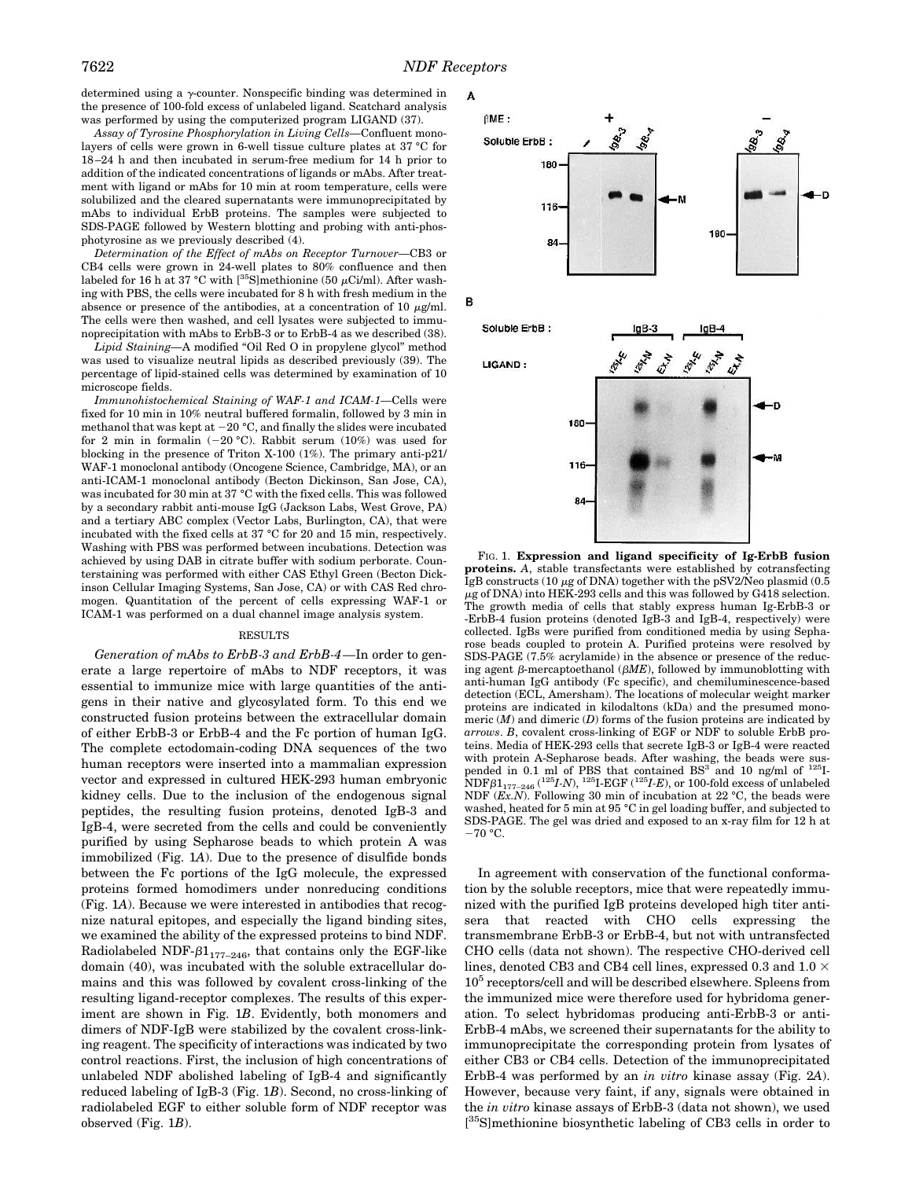determined using a γ-counter. Nonspecific binding was determined in the presence of 100-fold excess of unlabeled ligand. Scatchard analysis was performed by using the computerized program LIGAND (37).

*Assay of Tyrosine Phosphorylation in Living Cells*—Confluent monolayers of cells were grown in 6-well tissue culture plates at 37 °C for 18–24 h and then incubated in serum-free medium for 14 h prior to addition of the indicated concentrations of ligands or mAbs. After treatment with ligand or mAbs for 10 min at room temperature, cells were solubilized and the cleared supernatants were immunoprecipitated by mAbs to individual ErbB proteins. The samples were subjected to SDS-PAGE followed by Western blotting and probing with anti-phosphotyrosine as we previously described (4).

*Determination of the Effect of mAbs on Receptor Turnover*—CB3 or CB4 cells were grown in 24-well plates to 80% confluence and then labeled for 16 h at 37 °C with [$^{35}$S]methionine (50 μCi/ml). After washing with PBS, the cells were incubated for 8 h with fresh medium in the absence or presence of the antibodies, at a concentration of 10 μg/ml. The cells were then washed, and cell lysates were subjected to immunoprecipitation with mAbs to ErbB-3 or to ErbB-4 as we described (38).

*Lipid Staining*—A modified "Oil Red O in propylene glycol" method was used to visualize neutral lipids as described previously (39). The percentage of lipid-stained cells was determined by examination of 10 microscope fields.

*Immunohistochemical Staining of WAF-1 and ICAM-1*—Cells were fixed for 10 min in 10% neutral buffered formalin, followed by 3 min in methanol that was kept at −20 °C, and finally the slides were incubated for 2 min in formalin (−20 °C). Rabbit serum (10%) was used for blocking in the presence of Triton X-100 (1%). The primary anti-p21/WAF-1 monoclonal antibody (Oncogene Science, Cambridge, MA), or an anti-ICAM-1 monoclonal antibody (Becton Dickinson, San Jose, CA), was incubated for 30 min at 37 °C with the fixed cells. This was followed by a secondary rabbit anti-mouse IgG (Jackson Labs, West Grove, PA) and a tertiary ABC complex (Vector Labs, Burlington, CA), that were incubated with the fixed cells at 37 °C for 20 and 15 min, respectively. Washing with PBS was performed between incubations. Detection was achieved by using DAB in citrate buffer with sodium perborate. Counterstaining was performed with either CAS Ethyl Green (Becton Dickinson Cellular Imaging Systems, San Jose, CA) or with CAS Red chromogen. Quantitation of the percent of cells expressing WAF-1 or ICAM-1 was performed on a dual channel image analysis system.

## RESULTS

*Generation of mAbs to ErbB-3 and ErbB-4*—In order to generate a large repertoire of mAbs to NDF receptors, it was essential to immunize mice with large quantities of the antigens in their native and glycosylated form. To this end we constructed fusion proteins between the extracellular domain of either ErbB-3 or ErbB-4 and the Fc portion of human IgG. The complete ectodomain-coding DNA sequences of the two human receptors were inserted into a mammalian expression vector and expressed in cultured HEK-293 human embryonic kidney cells. Due to the inclusion of the endogenous signal peptides, the resulting fusion proteins, denoted IgB-3 and IgB-4, were secreted from the cells and could be conveniently purified by using Sepharose beads to which protein A was immobilized (Fig. 1*A*). Due to the presence of disulfide bonds between the Fc portions of the IgG molecule, the expressed proteins formed homodimers under nonreducing conditions (Fig. 1*A*). Because we were interested in antibodies that recognize natural epitopes, and especially the ligand binding sites, we examined the ability of the expressed proteins to bind NDF. Radiolabeled NDF-$\beta1_{177-246}$, that contains only the EGF-like domain (40), was incubated with the soluble extracellular domains and this was followed by covalent cross-linking of the resulting ligand-receptor complexes. The results of this experiment are shown in Fig. 1*B*. Evidently, both monomers and dimers of NDF-IgB were stabilized by the covalent cross-linking reagent. The specificity of interactions was indicated by two control reactions. First, the inclusion of high concentrations of unlabeled NDF abolished labeling of IgB-4 and significantly reduced labeling of IgB-3 (Fig. 1*B*). Second, no cross-linking of radiolabeled EGF to either soluble form of NDF receptor was observed (Fig. 1*B*).

FIG. 1. **Expression and ligand specificity of Ig-ErbB fusion proteins.** *A*, stable transfectants were established by cotransfecting IgB constructs (10 μg of DNA) together with the pSV2/Neo plasmid (0.5 μg of DNA) into HEK-293 cells and this was followed by G418 selection. The growth media of cells that stably express human Ig-ErbB-3 or -ErbB-4 fusion proteins (denoted IgB-3 and IgB-4, respectively) were collected. IgBs were purified from conditioned media by using Sepharose beads coupled to protein A. Purified proteins were resolved by SDS-PAGE (7.5% acrylamide) in the absence or presence of the reducing agent β-mercaptoethanol (*βME*), followed by immunoblotting with anti-human IgG antibody (Fc specific), and chemiluminescence-based detection (ECL, Amersham). The locations of molecular weight marker proteins are indicated in kilodaltons (kDa) and the presumed monomeric (*M*) and dimeric (*D*) forms of the fusion proteins are indicated by *arrows*. *B*, covalent cross-linking of EGF or NDF to soluble ErbB proteins. Media of HEK-293 cells that secrete IgB-3 or IgB-4 were reacted with protein A-Sepharose beads. After washing, the beads were suspended in 0.1 ml of PBS that contained BS$^3$ and 10 ng/ml of $^{125}$I-NDF$\beta1_{177-246}$ ($^{125}$*I-N*), $^{125}$I-EGF ($^{125}$*I-E*), or 100-fold excess of unlabeled NDF (*Ex.N*). Following 30 min of incubation at 22 °C, the beads were washed, heated for 5 min at 95 °C in gel loading buffer, and subjected to SDS-PAGE. The gel was dried and exposed to an x-ray film for 12 h at −70 °C.

In agreement with conservation of the functional conformation by the soluble receptors, mice that were repeatedly immunized with the purified IgB proteins developed high titer antisera that reacted with CHO cells expressing the transmembrane ErbB-3 or ErbB-4, but not with untransfected CHO cells (data not shown). The respective CHO-derived cell lines, denoted CB3 and CB4 cell lines, expressed 0.3 and 1.0 × $10^5$ receptors/cell and will be described elsewhere. Spleens from the immunized mice were therefore used for hybridoma generation. To select hybridomas producing anti-ErbB-3 or anti-ErbB-4 mAbs, we screened their supernatants for the ability to immunoprecipitate the corresponding protein from lysates of either CB3 or CB4 cells. Detection of the immunoprecipitated ErbB-4 was performed by an *in vitro* kinase assay (Fig. 2*A*). However, because very faint, if any, signals were obtained in the *in vitro* kinase assays of ErbB-3 (data not shown), we used [$^{35}$S]methionine biosynthetic labeling of CB3 cells in order to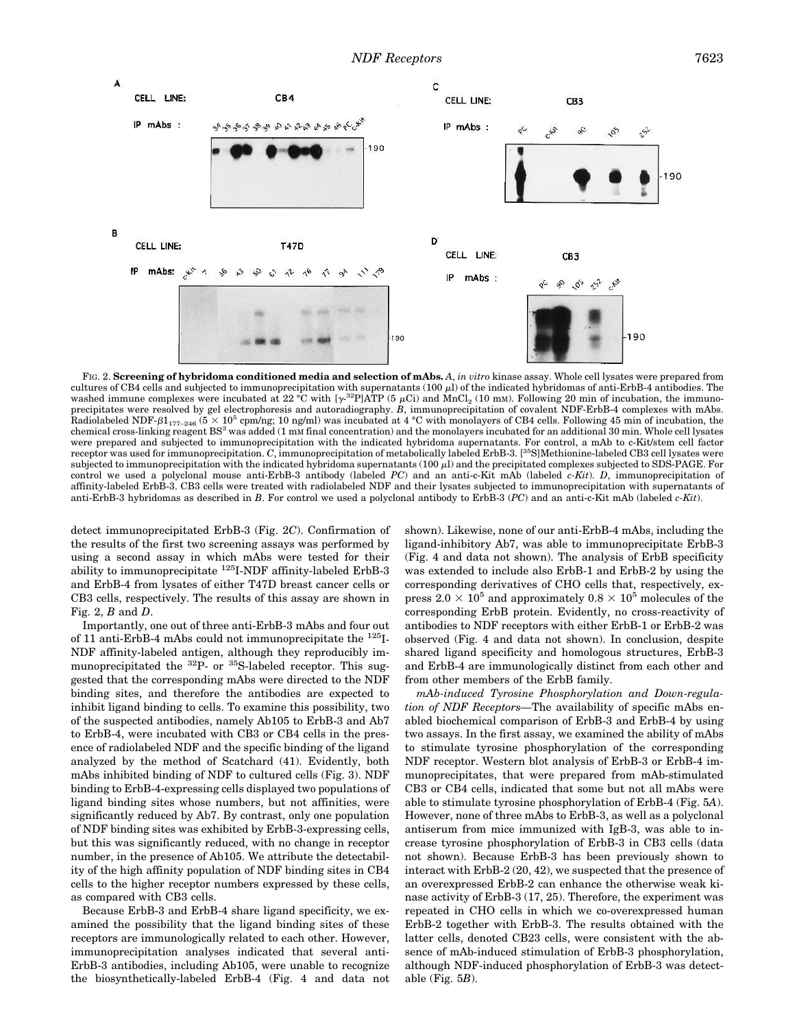FIG. 2. **Screening of hybridoma conditioned media and selection of mAbs.** *A*, *in vitro* kinase assay. Whole cell lysates were prepared from cultures of CB4 cells and subjected to immunoprecipitation with supernatants (100 μl) of the indicated hybridomas of anti-ErbB-4 antibodies. The washed immune complexes were incubated at 22 °C with [$\gamma$-$^{32}$P]ATP (5 μCi) and $MnCl_2$ (10 mM). Following 20 min of incubation, the immunoprecipitates were resolved by gel electrophoresis and autoradiography. *B*, immunoprecipitation of covalent NDF-ErbB-4 complexes with mAbs. Radiolabeled NDF-$\beta1_{177-246}$ ($5 \times 10^5$ cpm/ng; 10 ng/ml) was incubated at 4 °C with monolayers of CB4 cells. Following 45 min of incubation, the chemical cross-linking reagent BS[3] was added (1 mM final concentration) and the monolayers incubated for an additional 30 min. Whole cell lysates were prepared and subjected to immunoprecipitation with the indicated hybridoma supernatants. For control, a mAb to c-Kit/stem cell factor receptor was used for immunoprecipitation. *C*, immunoprecipitation of metabolically labeled ErbB-3. [$^{35}$S]Methionine-labeled CB3 cell lysates were subjected to immunoprecipitation with the indicated hybridoma supernatants (100 μl) and the precipitated complexes subjected to SDS-PAGE. For control we used a polyclonal mouse anti-ErbB-3 antibody (labeled *PC*) and an anti-c-Kit mAb (labeled *c-Kit*). *D*, immunoprecipitation of affinity-labeled ErbB-3. CB3 cells were treated with radiolabeled NDF and their lysates subjected to immunoprecipitation with supernatants of anti-ErbB-3 hybridomas as described in *B*. For control we used a polyclonal antibody to ErbB-3 (*PC*) and an anti-c-Kit mAb (labeled *c-Kit*).

detect immunoprecipitated ErbB-3 (Fig. 2*C*). Confirmation of the results of the first two screening assays was performed by using a second assay in which mAbs were tested for their ability to immunoprecipitate $^{125}$I-NDF affinity-labeled ErbB-3 and ErbB-4 from lysates of either T47D breast cancer cells or CB3 cells, respectively. The results of this assay are shown in Fig. 2, *B* and *D*.

Importantly, one out of three anti-ErbB-3 mAbs and four out of 11 anti-ErbB-4 mAbs could not immunoprecipitate the $^{125}$I-NDF affinity-labeled antigen, although they reproducibly immunoprecipitated the $^{32}$P- or $^{35}$S-labeled receptor. This suggested that the corresponding mAbs were directed to the NDF binding sites, and therefore the antibodies are expected to inhibit ligand binding to cells. To examine this possibility, two of the suspected antibodies, namely Ab105 to ErbB-3 and Ab7 to ErbB-4, were incubated with CB3 or CB4 cells in the presence of radiolabeled NDF and the specific binding of the ligand analyzed by the method of Scatchard (41). Evidently, both mAbs inhibited binding of NDF to cultured cells (Fig. 3). NDF binding to ErbB-4-expressing cells displayed two populations of ligand binding sites whose numbers, but not affinities, were significantly reduced by Ab7. By contrast, only one population of NDF binding sites was exhibited by ErbB-3-expressing cells, but this was significantly reduced, with no change in receptor number, in the presence of Ab105. We attribute the detectability of the high affinity population of NDF binding sites in CB4 cells to the higher receptor numbers expressed by these cells, as compared with CB3 cells.

Because ErbB-3 and ErbB-4 share ligand specificity, we examined the possibility that the ligand binding sites of these receptors are immunologically related to each other. However, immunoprecipitation analyses indicated that several anti-ErbB-3 antibodies, including Ab105, were unable to recognize the biosynthetically-labeled ErbB-4 (Fig. 4 and data not shown). Likewise, none of our anti-ErbB-4 mAbs, including the ligand-inhibitory Ab7, was able to immunoprecipitate ErbB-3 (Fig. 4 and data not shown). The analysis of ErbB specificity was extended to include also ErbB-1 and ErbB-2 by using the corresponding derivatives of CHO cells that, respectively, express $2.0 \times 10^5$ and approximately $0.8 \times 10^5$ molecules of the corresponding ErbB protein. Evidently, no cross-reactivity of antibodies to NDF receptors with either ErbB-1 or ErbB-2 was observed (Fig. 4 and data not shown). In conclusion, despite shared ligand specificity and homologous structures, ErbB-3 and ErbB-4 are immunologically distinct from each other and from other members of the ErbB family.

*mAb-induced Tyrosine Phosphorylation and Down-regulation of NDF Receptors*—The availability of specific mAbs enabled biochemical comparison of ErbB-3 and ErbB-4 by using two assays. In the first assay, we examined the ability of mAbs to stimulate tyrosine phosphorylation of the corresponding NDF receptor. Western blot analysis of ErbB-3 or ErbB-4 immunoprecipitates, that were prepared from mAb-stimulated CB3 or CB4 cells, indicated that some but not all mAbs were able to stimulate tyrosine phosphorylation of ErbB-4 (Fig. 5*A*). However, none of three mAbs to ErbB-3, as well as a polyclonal antiserum from mice immunized with IgB-3, was able to increase tyrosine phosphorylation of ErbB-3 in CB3 cells (data not shown). Because ErbB-3 has been previously shown to interact with ErbB-2 (20, 42), we suspected that the presence of an overexpressed ErbB-2 can enhance the otherwise weak kinase activity of ErbB-3 (17, 25). Therefore, the experiment was repeated in CHO cells in which we co-overexpressed human ErbB-2 together with ErbB-3. The results obtained with the latter cells, denoted CB23 cells, were consistent with the absence of mAb-induced stimulation of ErbB-3 phosphorylation, although NDF-induced phosphorylation of ErbB-3 was detectable (Fig. 5*B*).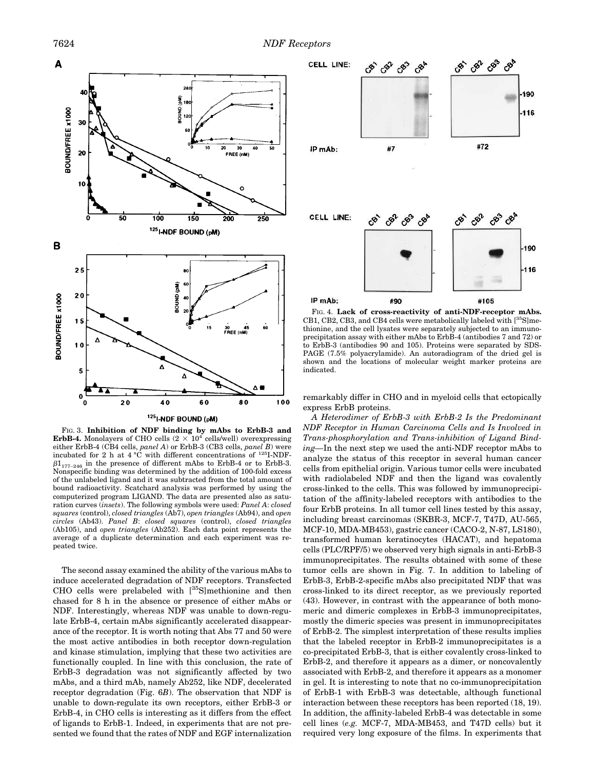FIG. 3. **Inhibition of NDF binding by mAbs to ErbB-3 and ErbB-4.** Monolayers of CHO cells ($2 \times 10^4$ cells/well) overexpressing either ErbB-4 (CB4 cells, *panel A*) or ErbB-3 (CB3 cells, *panel B*) were incubated for 2 h at 4 °C with different concentrations of $^{125}$I-NDF-$\beta1_{177-246}$ in the presence of different mAbs to ErbB-4 or to ErbB-3. Nonspecific binding was determined by the addition of 100-fold excess of the unlabeled ligand and it was subtracted from the total amount of bound radioactivity. Scatchard analysis was performed by using the computerized program LIGAND. The data are presented also as saturation curves (*insets*). The following symbols were used: *Panel A*: *closed squares* (control), *closed triangles* (Ab7), *open triangles* (Ab94), and *open circles* (Ab43). *Panel B*: *closed squares* (control), *closed triangles* (Ab105), and *open triangles* (Ab252). Each data point represents the average of a duplicate determination and each experiment was repeated twice.

FIG. 4. **Lack of cross-reactivity of anti-NDF-receptor mAbs.** CB1, CB2, CB3, and CB4 cells were metabolically labeled with [$^{35}$S]methionine, and the cell lysates were separately subjected to an immunoprecipitation assay with either mAbs to ErbB-4 (antibodies 7 and 72) or to ErbB-3 (antibodies 90 and 105). Proteins were separated by SDS-PAGE (7.5% polyacrylamide). An autoradiogram of the dried gel is shown and the locations of molecular weight marker proteins are indicated.

The second assay examined the ability of the various mAbs to induce accelerated degradation of NDF receptors. Transfected CHO cells were prelabeled with [$^{35}$S]methionine and then chased for 8 h in the absence or presence of either mAbs or NDF. Interestingly, whereas NDF was unable to down-regulate ErbB-4, certain mAbs significantly accelerated disappearance of the receptor. It is worth noting that Abs 77 and 50 were the most active antibodies in both receptor down-regulation and kinase stimulation, implying that these two activities are functionally coupled. In line with this conclusion, the rate of ErbB-3 degradation was not significantly affected by two mAbs, and a third mAb, namely Ab252, like NDF, decelerated receptor degradation (Fig. 6*B*). The observation that NDF is unable to down-regulate its own receptors, either ErbB-3 or ErbB-4, in CHO cells is interesting as it differs from the effect of ligands to ErbB-1. Indeed, in experiments that are not presented we found that the rates of NDF and EGF internalization remarkably differ in CHO and in myeloid cells that ectopically express ErbB proteins.

*A Heterodimer of ErbB-3 with ErbB-2 Is the Predominant NDF Receptor in Human Carcinoma Cells and Is Involved in Trans-phosphorylation and Trans-inhibition of Ligand Binding*—In the next step we used the anti-NDF receptor mAbs to analyze the status of this receptor in several human cancer cells from epithelial origin. Various tumor cells were incubated with radiolabeled NDF and then the ligand was covalently cross-linked to the cells. This was followed by immunoprecipitation of the affinity-labeled receptors with antibodies to the four ErbB proteins. In all tumor cell lines tested by this assay, including breast carcinomas (SKBR-3, MCF-7, T47D, AU-565, MCF-10, MDA-MB453), gastric cancer (CACO-2, N-87, LS180), transformed human keratinocytes (HACAT), and hepatoma cells (PLC/RPF/5) we observed very high signals in anti-ErbB-3 immunoprecipitates. The results obtained with some of these tumor cells are shown in Fig. 7. In addition to labeling of ErbB-3, ErbB-2-specific mAbs also precipitated NDF that was cross-linked to its direct receptor, as we previously reported (43). However, in contrast with the appearance of both monomeric and dimeric complexes in ErbB-3 immunoprecipitates, mostly the dimeric species was present in immunoprecipitates of ErbB-2. The simplest interpretation of these results implies that the labeled receptor in ErbB-2 immunoprecipitates is a co-precipitated ErbB-3, that is either covalently cross-linked to ErbB-2, and therefore it appears as a dimer, or noncovalently associated with ErbB-2, and therefore it appears as a monomer in gel. It is interesting to note that no co-immunoprecipitation of ErbB-1 with ErbB-3 was detectable, although functional interaction between these receptors has been reported (18, 19). In addition, the affinity-labeled ErbB-4 was detectable in some cell lines (*e.g.* MCF-7, MDA-MB453, and T47D cells) but it required very long exposure of the films. In experiments that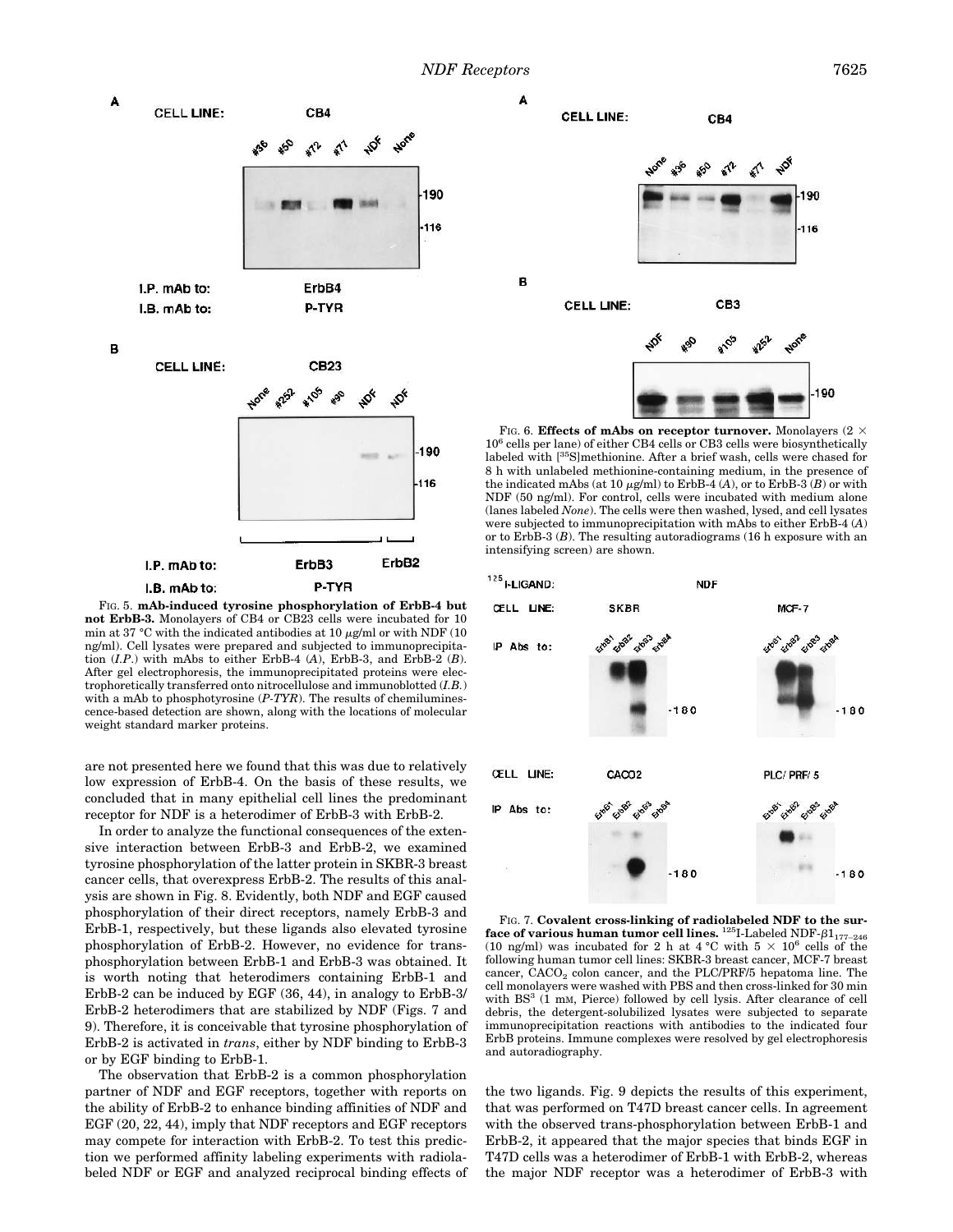FIG. 5. **mAb-induced tyrosine phosphorylation of ErbB-4 but not ErbB-3.** Monolayers of CB4 or CB23 cells were incubated for 10 min at 37 °C with the indicated antibodies at 10 μg/ml or with NDF (10 ng/ml). Cell lysates were prepared and subjected to immunoprecipitation (*I.P.*) with mAbs to either ErbB-4 (*A*), ErbB-3, and ErbB-2 (*B*). After gel electrophoresis, the immunoprecipitated proteins were electrophoretically transferred onto nitrocellulose and immunoblotted (*I.B.*) with a mAb to phosphotyrosine (*P-TYR*). The results of chemiluminescence-based detection are shown, along with the locations of molecular weight standard marker proteins.

FIG. 6. **Effects of mAbs on receptor turnover.** Monolayers ($2 \times 10^6$ cells per lane) of either CB4 cells or CB3 cells were biosynthetically labeled with [$^{35}$S]methionine. After a brief wash, cells were chased for 8 h with unlabeled methionine-containing medium, in the presence of the indicated mAbs (at 10 μg/ml) to ErbB-4 (*A*), or to ErbB-3 (*B*) or with NDF (50 ng/ml). For control, cells were incubated with medium alone (lanes labeled *None*). The cells were then washed, lysed, and cell lysates were subjected to immunoprecipitation with mAbs to either ErbB-4 (*A*) or to ErbB-3 (*B*). The resulting autoradiograms (16 h exposure with an intensifying screen) are shown.

FIG. 7. **Covalent cross-linking of radiolabeled NDF to the surface of various human tumor cell lines.** $^{125}$I-Labeled NDF-$\beta1_{177-246}$ (10 ng/ml) was incubated for 2 h at 4 °C with $5 \times 10^6$ cells of the following human tumor cell lines: SKBR-3 breast cancer, MCF-7 breast cancer, $CACO_2$ colon cancer, and the PLC/PRF/5 hepatoma line. The cell monolayers were washed with PBS and then cross-linked for 30 min with $BS^3$ (1 mM, Pierce) followed by cell lysis. After clearance of cell debris, the detergent-solubilized lysates were subjected to separate immunoprecipitation reactions with antibodies to the indicated four ErbB proteins. Immune complexes were resolved by gel electrophoresis and autoradiography.

are not presented here we found that this was due to relatively low expression of ErbB-4. On the basis of these results, we concluded that in many epithelial cell lines the predominant receptor for NDF is a heterodimer of ErbB-3 with ErbB-2.

In order to analyze the functional consequences of the extensive interaction between ErbB-3 and ErbB-2, we examined tyrosine phosphorylation of the latter protein in SKBR-3 breast cancer cells, that overexpress ErbB-2. The results of this analysis are shown in Fig. 8. Evidently, both NDF and EGF caused phosphorylation of their direct receptors, namely ErbB-3 and ErbB-1, respectively, but these ligands also elevated tyrosine phosphorylation of ErbB-2. However, no evidence for trans-phosphorylation between ErbB-1 and ErbB-3 was obtained. It is worth noting that heterodimers containing ErbB-1 and ErbB-2 can be induced by EGF (36, 44), in analogy to ErbB-3/ErbB-2 heterodimers that are stabilized by NDF (Figs. 7 and 9). Therefore, it is conceivable that tyrosine phosphorylation of ErbB-2 is activated in *trans*, either by NDF binding to ErbB-3 or by EGF binding to ErbB-1.

The observation that ErbB-2 is a common phosphorylation partner of NDF and EGF receptors, together with reports on the ability of ErbB-2 to enhance binding affinities of NDF and EGF (20, 22, 44), imply that NDF receptors and EGF receptors may compete for interaction with ErbB-2. To test this prediction we performed affinity labeling experiments with radiolabeled NDF or EGF and analyzed reciprocal binding effects of the two ligands. Fig. 9 depicts the results of this experiment, that was performed on T47D breast cancer cells. In agreement with the observed trans-phosphorylation between ErbB-1 and ErbB-2, it appeared that the major species that binds EGF in T47D cells was a heterodimer of ErbB-1 with ErbB-2, whereas the major NDF receptor was a heterodimer of ErbB-3 with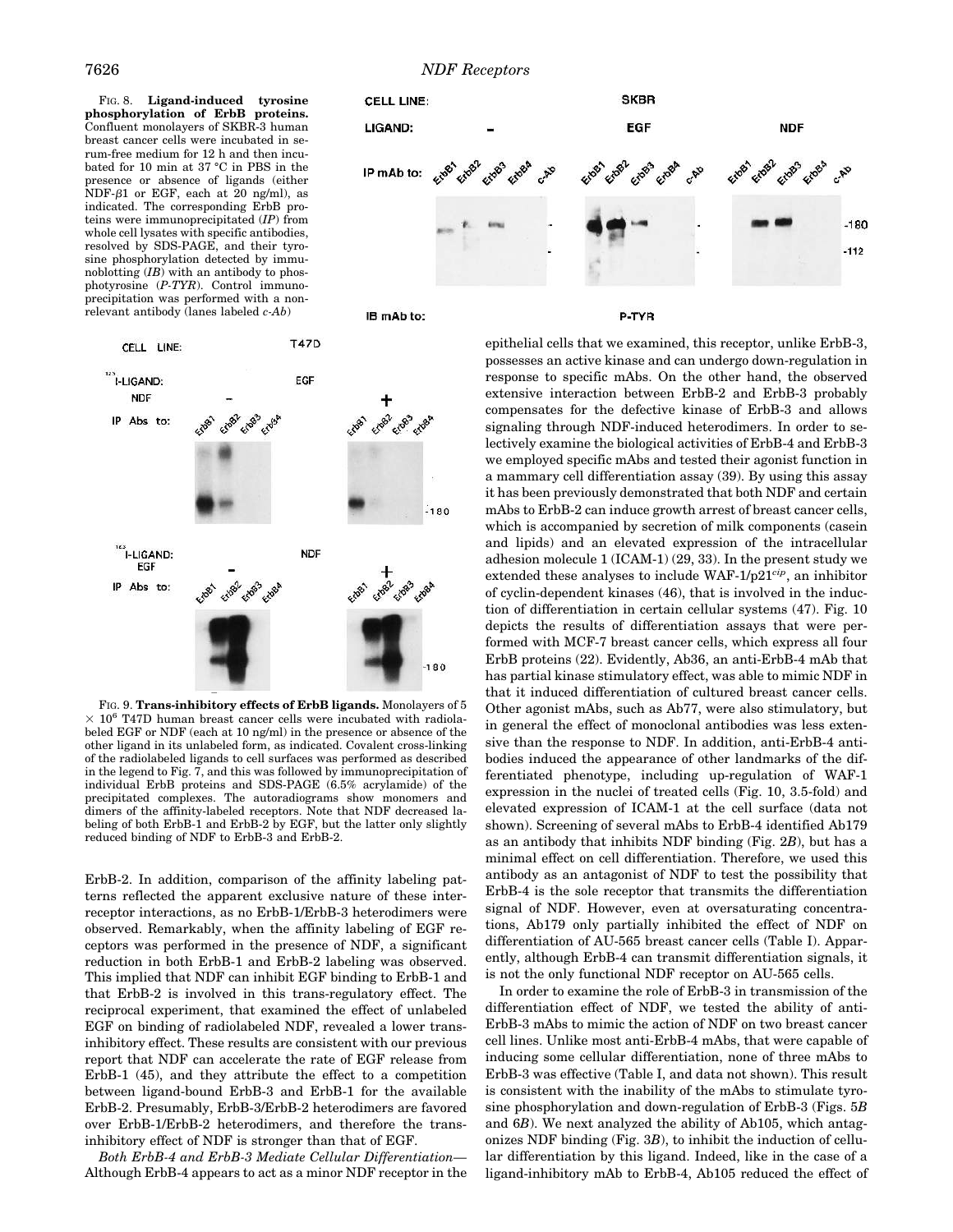FIG. 8. **Ligand-induced tyrosine phosphorylation of ErbB proteins.** Confluent monolayers of SKBR-3 human breast cancer cells were incubated in serum-free medium for 12 h and then incubated for 10 min at 37 °C in PBS in the presence or absence of ligands (either NDF-β1 or EGF, each at 20 ng/ml), as indicated. The corresponding ErbB proteins were immunoprecipitated (*IP*) from whole cell lysates with specific antibodies, resolved by SDS-PAGE, and their tyrosine phosphorylation detected by immunoblotting (*IB*) with an antibody to phosphotyrosine (*P-TYR*). Control immunoprecipitation was performed with a nonrelevant antibody (lanes labeled *c-Ab*)

FIG. 9. **Trans-inhibitory effects of ErbB ligands.** Monolayers of 5 × $10^6$ T47D human breast cancer cells were incubated with radiolabeled EGF or NDF (each at 10 ng/ml) in the presence or absence of the other ligand in its unlabeled form, as indicated. Covalent cross-linking of the radiolabeled ligands to cell surfaces was performed as described in the legend to Fig. 7, and this was followed by immunoprecipitation of individual ErbB proteins and SDS-PAGE (6.5% acrylamide) of the precipitated complexes. The autoradiograms show monomers and dimers of the affinity-labeled receptors. Note that NDF decreased labeling of both ErbB-1 and ErbB-2 by EGF, but the latter only slightly reduced binding of NDF to ErbB-3 and ErbB-2.

ErbB-2. In addition, comparison of the affinity labeling patterns reflected the apparent exclusive nature of these inter-receptor interactions, as no ErbB-1/ErbB-3 heterodimers were observed. Remarkably, when the affinity labeling of EGF receptors was performed in the presence of NDF, a significant reduction in both ErbB-1 and ErbB-2 labeling was observed. This implied that NDF can inhibit EGF binding to ErbB-1 and that ErbB-2 is involved in this trans-regulatory effect. The reciprocal experiment, that examined the effect of unlabeled EGF on binding of radiolabeled NDF, revealed a lower trans-inhibitory effect. These results are consistent with our previous report that NDF can accelerate the rate of EGF release from ErbB-1 (45), and they attribute the effect to a competition between ligand-bound ErbB-3 and ErbB-1 for the available ErbB-2. Presumably, ErbB-3/ErbB-2 heterodimers are favored over ErbB-1/ErbB-2 heterodimers, and therefore the trans-inhibitory effect of NDF is stronger than that of EGF.

*Both ErbB-4 and ErbB-3 Mediate Cellular Differentiation*— Although ErbB-4 appears to act as a minor NDF receptor in the epithelial cells that we examined, this receptor, unlike ErbB-3, possesses an active kinase and can undergo down-regulation in response to specific mAbs. On the other hand, the observed extensive interaction between ErbB-2 and ErbB-3 probably compensates for the defective kinase of ErbB-3 and allows signaling through NDF-induced heterodimers. In order to selectively examine the biological activities of ErbB-4 and ErbB-3 we employed specific mAbs and tested their agonist function in a mammary cell differentiation assay (39). By using this assay it has been previously demonstrated that both NDF and certain mAbs to ErbB-2 can induce growth arrest of breast cancer cells, which is accompanied by secretion of milk components (casein and lipids) and an elevated expression of the intracellular adhesion molecule 1 (ICAM-1) (29, 33). In the present study we extended these analyses to include WAF-1/p21*cip*, an inhibitor of cyclin-dependent kinases (46), that is involved in the induction of differentiation in certain cellular systems (47). Fig. 10 depicts the results of differentiation assays that were performed with MCF-7 breast cancer cells, which express all four ErbB proteins (22). Evidently, Ab36, an anti-ErbB-4 mAb that has partial kinase stimulatory effect, was able to mimic NDF in that it induced differentiation of cultured breast cancer cells. Other agonist mAbs, such as Ab77, were also stimulatory, but in general the effect of monoclonal antibodies was less extensive than the response to NDF. In addition, anti-ErbB-4 antibodies induced the appearance of other landmarks of the differentiated phenotype, including up-regulation of WAF-1 expression in the nuclei of treated cells (Fig. 10, 3.5-fold) and elevated expression of ICAM-1 at the cell surface (data not shown). Screening of several mAbs to ErbB-4 identified Ab179 as an antibody that inhibits NDF binding (Fig. 2*B*), but has a minimal effect on cell differentiation. Therefore, we used this antibody as an antagonist of NDF to test the possibility that ErbB-4 is the sole receptor that transmits the differentiation signal of NDF. However, even at oversaturating concentrations, Ab179 only partially inhibited the effect of NDF on differentiation of AU-565 breast cancer cells (Table I). Apparently, although ErbB-4 can transmit differentiation signals, it is not the only functional NDF receptor on AU-565 cells.

In order to examine the role of ErbB-3 in transmission of the differentiation effect of NDF, we tested the ability of anti-ErbB-3 mAbs to mimic the action of NDF on two breast cancer cell lines. Unlike most anti-ErbB-4 mAbs, that were capable of inducing some cellular differentiation, none of three mAbs to ErbB-3 was effective (Table I, and data not shown). This result is consistent with the inability of the mAbs to stimulate tyrosine phosphorylation and down-regulation of ErbB-3 (Figs. 5*B* and 6*B*). We next analyzed the ability of Ab105, which antagonizes NDF binding (Fig. 3*B*), to inhibit the induction of cellular differentiation by this ligand. Indeed, like in the case of a ligand-inhibitory mAb to ErbB-4, Ab105 reduced the effect of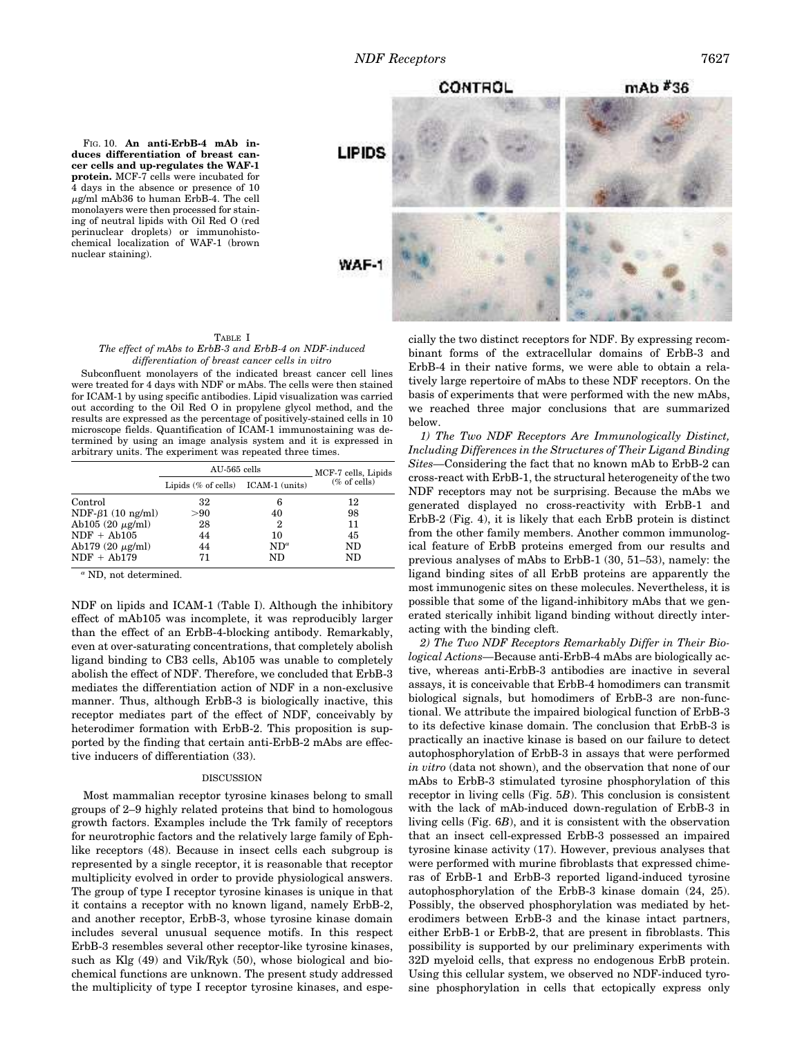FIG. 10. **An anti-ErbB-4 mAb induces differentiation of breast cancer cells and up-regulates the WAF-1 protein.** MCF-7 cells were incubated for 4 days in the absence or presence of 10 $\mu$g/ml mAb36 to human ErbB-4. The cell monolayers were then processed for staining of neutral lipids with Oil Red O (red perinuclear droplets) or immunohistochemical localization of WAF-1 (brown nuclear staining).

TABLE I
*The effect of mAbs to ErbB-3 and ErbB-4 on NDF-induced differentiation of breast cancer cells in vitro*

Subconfluent monolayers of the indicated breast cancer cell lines were treated for 4 days with NDF or mAbs. The cells were then stained for ICAM-1 by using specific antibodies. Lipid visualization was carried out according to the Oil Red O in propylene glycol method, and the results are expressed as the percentage of positively-stained cells in 10 microscope fields. Quantification of ICAM-1 immunostaining was determined by using an image analysis system and it is expressed in arbitrary units. The experiment was repeated three times.

| | AU-565 cells | | MCF-7 cells, Lipids (% of cells) |
|---|---|---|---|
| | Lipids (% of cells) | ICAM-1 (units) | |
| Control | 32 | 6 | 12 |
| NDF-β1 (10 ng/ml) | >90 | 40 | 98 |
| Ab105 (20 μg/ml) | 28 | 2 | 11 |
| NDF + Ab105 | 44 | 10 | 45 |
| Ab179 (20 μg/ml) | 44 | ND[a] | ND |
| NDF + Ab179 | 71 | ND | ND |

[a] ND, not determined.

NDF on lipids and ICAM-1 (Table I). Although the inhibitory effect of mAb105 was incomplete, it was reproducibly larger than the effect of an ErbB-4-blocking antibody. Remarkably, even at over-saturating concentrations, that completely abolish ligand binding to CB3 cells, Ab105 was unable to completely abolish the effect of NDF. Therefore, we concluded that ErbB-3 mediates the differentiation action of NDF in a non-exclusive manner. Thus, although ErbB-3 is biologically inactive, this receptor mediates part of the effect of NDF, conceivably by heterodimer formation with ErbB-2. This proposition is supported by the finding that certain anti-ErbB-2 mAbs are effective inducers of differentiation (33).

## DISCUSSION

Most mammalian receptor tyrosine kinases belong to small groups of 2–9 highly related proteins that bind to homologous growth factors. Examples include the Trk family of receptors for neurotrophic factors and the relatively large family of Eph-like receptors (48). Because in insect cells each subgroup is represented by a single receptor, it is reasonable that receptor multiplicity evolved in order to provide physiological answers. The group of type I receptor tyrosine kinases is unique in that it contains a receptor with no known ligand, namely ErbB-2, and another receptor, ErbB-3, whose tyrosine kinase domain includes several unusual sequence motifs. In this respect ErbB-3 resembles several other receptor-like tyrosine kinases, such as Klg (49) and Vik/Ryk (50), whose biological and biochemical functions are unknown. The present study addressed the multiplicity of type I receptor tyrosine kinases, and especially the two distinct receptors for NDF. By expressing recombinant forms of the extracellular domains of ErbB-3 and ErbB-4 in their native forms, we were able to obtain a relatively large repertoire of mAbs to these NDF receptors. On the basis of experiments that were performed with the new mAbs, we reached three major conclusions that are summarized below.

*1) The Two NDF Receptors Are Immunologically Distinct, Including Differences in the Structures of Their Ligand Binding Sites*—Considering the fact that no known mAb to ErbB-2 can cross-react with ErbB-1, the structural heterogeneity of the two NDF receptors may not be surprising. Because the mAbs we generated displayed no cross-reactivity with ErbB-1 and ErbB-2 (Fig. 4), it is likely that each ErbB protein is distinct from the other family members. Another common immunological feature of ErbB proteins emerged from our results and previous analyses of mAbs to ErbB-1 (30, 51–53), namely: the ligand binding sites of all ErbB proteins are apparently the most immunogenic sites on these molecules. Nevertheless, it is possible that some of the ligand-inhibitory mAbs that we generated sterically inhibit ligand binding without directly interacting with the binding cleft.

*2) The Two NDF Receptors Remarkably Differ in Their Biological Actions*—Because anti-ErbB-4 mAbs are biologically active, whereas anti-ErbB-3 antibodies are inactive in several assays, it is conceivable that ErbB-4 homodimers can transmit biological signals, but homodimers of ErbB-3 are non-functional. We attribute the impaired biological function of ErbB-3 to its defective kinase domain. The conclusion that ErbB-3 is practically an inactive kinase is based on our failure to detect autophosphorylation of ErbB-3 in assays that were performed *in vitro* (data not shown), and the observation that none of our mAbs to ErbB-3 stimulated tyrosine phosphorylation of this receptor in living cells (Fig. 5*B*). This conclusion is consistent with the lack of mAb-induced down-regulation of ErbB-3 in living cells (Fig. 6*B*), and it is consistent with the observation that an insect cell-expressed ErbB-3 possessed an impaired tyrosine kinase activity (17). However, previous analyses that were performed with murine fibroblasts that expressed chimeras of ErbB-1 and ErbB-3 reported ligand-induced tyrosine autophosphorylation of the ErbB-3 kinase domain (24, 25). Possibly, the observed phosphorylation was mediated by heterodimers between ErbB-3 and the kinase intact partners, either ErbB-1 or ErbB-2, that are present in fibroblasts. This possibility is supported by our preliminary experiments with 32D myeloid cells, that express no endogenous ErbB protein. Using this cellular system, we observed no NDF-induced tyrosine phosphorylation in cells that ectopically express only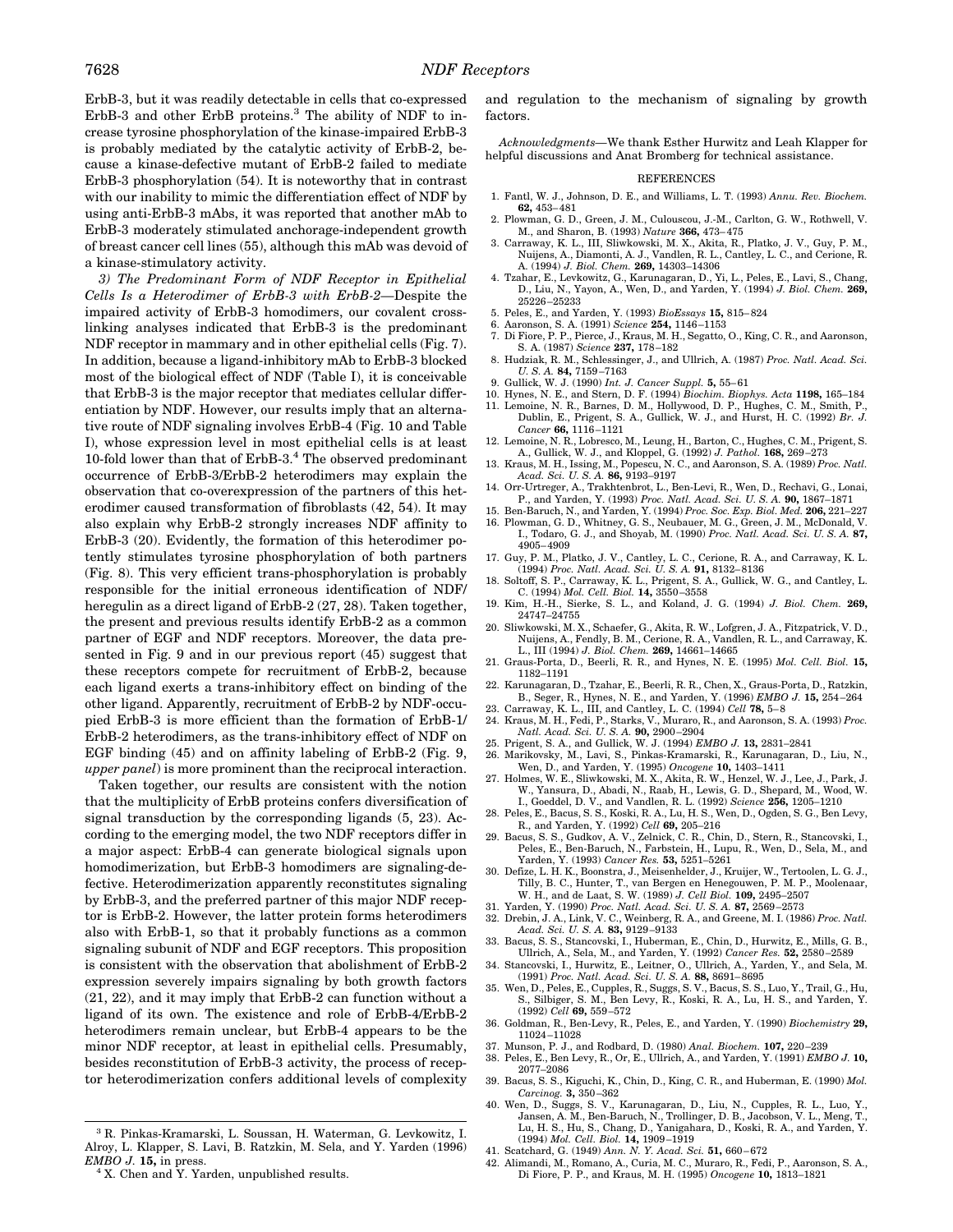ErbB-3, but it was readily detectable in cells that co-expressed ErbB-3 and other ErbB proteins.[3] The ability of NDF to increase tyrosine phosphorylation of the kinase-impaired ErbB-3 is probably mediated by the catalytic activity of ErbB-2, because a kinase-defective mutant of ErbB-2 failed to mediate ErbB-3 phosphorylation (54). It is noteworthy that in contrast with our inability to mimic the differentiation effect of NDF by using anti-ErbB-3 mAbs, it was reported that another mAb to ErbB-3 moderately stimulated anchorage-independent growth of breast cancer cell lines (55), although this mAb was devoid of a kinase-stimulatory activity.

*3) The Predominant Form of NDF Receptor in Epithelial Cells Is a Heterodimer of ErbB-3 with ErbB-2*—Despite the impaired activity of ErbB-3 homodimers, our covalent cross-linking analyses indicated that ErbB-3 is the predominant NDF receptor in mammary and in other epithelial cells (Fig. 7). In addition, because a ligand-inhibitory mAb to ErbB-3 blocked most of the biological effect of NDF (Table I), it is conceivable that ErbB-3 is the major receptor that mediates cellular differentiation by NDF. However, our results imply that an alternative route of NDF signaling involves ErbB-4 (Fig. 10 and Table I), whose expression level in most epithelial cells is at least 10-fold lower than that of ErbB-3.[4] The observed predominant occurrence of ErbB-3/ErbB-2 heterodimers may explain the observation that co-overexpression of the partners of this heterodimer caused transformation of fibroblasts (42, 54). It may also explain why ErbB-2 strongly increases NDF affinity to ErbB-3 (20). Evidently, the formation of this heterodimer potently stimulates tyrosine phosphorylation of both partners (Fig. 8). This very efficient trans-phosphorylation is probably responsible for the initial erroneous identification of NDF/heregulin as a direct ligand of ErbB-2 (27, 28). Taken together, the present and previous results identify ErbB-2 as a common partner of EGF and NDF receptors. Moreover, the data presented in Fig. 9 and in our previous report (45) suggest that these receptors compete for recruitment of ErbB-2, because each ligand exerts a trans-inhibitory effect on binding of the other ligand. Apparently, recruitment of ErbB-2 by NDF-occupied ErbB-3 is more efficient than the formation of ErbB-1/ErbB-2 heterodimers, as the trans-inhibitory effect of NDF on EGF binding (45) and on affinity labeling of ErbB-2 (Fig. 9, *upper panel*) is more prominent than the reciprocal interaction.

Taken together, our results are consistent with the notion that the multiplicity of ErbB proteins confers diversification of signal transduction by the corresponding ligands (5, 23). According to the emerging model, the two NDF receptors differ in a major aspect: ErbB-4 can generate biological signals upon homodimerization, but ErbB-3 homodimers are signaling-defective. Heterodimerization apparently reconstitutes signaling by ErbB-3, and the preferred partner of this major NDF receptor is ErbB-2. However, the latter protein forms heterodimers also with ErbB-1, so that it probably functions as a common signaling subunit of NDF and EGF receptors. This proposition is consistent with the observation that abolishment of ErbB-2 expression severely impairs signaling by both growth factors (21, 22), and it may imply that ErbB-2 can function without a ligand of its own. The existence and role of ErbB-4/ErbB-2 heterodimers remain unclear, but ErbB-4 appears to be the minor NDF receptor, at least in epithelial cells. Presumably, besides reconstitution of ErbB-3 activity, the process of receptor heterodimerization confers additional levels of complexity and regulation to the mechanism of signaling by growth factors.

*Acknowledgments*—We thank Esther Hurwitz and Leah Klapper for helpful discussions and Anat Bromberg for technical assistance.

[3] R. Pinkas-Kramarski, L. Soussan, H. Waterman, G. Levkowitz, I. Alroy, L. Klapper, S. Lavi, B. Ratzkin, M. Sela, and Y. Yarden (1996) *EMBO J.* **15,** in press.

[4] X. Chen and Y. Yarden, unpublished results.

## REFERENCES

1. Fantl, W. J., Johnson, D. E., and Williams, L. T. (1993) *Annu. Rev. Biochem.* **62,** 453–481
2. Plowman, G. D., Green, J. M., Culouscou, J.-M., Carlton, G. W., Rothwell, V. M., and Sharon, B. (1993) *Nature* **366,** 473–475
3. Carraway, K. L., III, Sliwkowski, M. X., Akita, R., Platko, J. V., Guy, P. M., Nuijens, A., Diamonti, A. J., Vandlen, R. L., Cantley, L. C., and Cerione, R. A. (1994) *J. Biol. Chem.* **269,** 14303–14306
4. Tzahar, E., Levkowitz, G., Karunagaran, D., Yi, L., Peles, E., Lavi, S., Chang, D., Liu, N., Yayon, A., Wen, D., and Yarden, Y. (1994) *J. Biol. Chem.* **269,** 25226–25233
5. Peles, E., and Yarden, Y. (1993) *BioEssays* **15,** 815–824
6. Aaronson, S. A. (1991) *Science* **254,** 1146–1153
7. Di Fiore, P. P., Pierce, J., Kraus, M. H., Segatto, O., King, C. R., and Aaronson, S. A. (1987) *Science* **237,** 178–182
8. Hudziak, R. M., Schlessinger, J., and Ullrich, A. (1987) *Proc. Natl. Acad. Sci. U. S. A.* **84,** 7159–7163
9. Gullick, W. J. (1990) *Int. J. Cancer Suppl.* **5,** 55–61
10. Hynes, N. E., and Stern, D. F. (1994) *Biochim. Biophys. Acta* **1198,** 165–184
11. Lemoine, N. R., Barnes, D. M., Hollywood, D. P., Hughes, C. M., Smith, P., Dublin, E., Prigent, S. A., Gullick, W. J., and Hurst, H. C. (1992) *Br. J. Cancer* **66,** 1116–1121
12. Lemoine, N. R., Lobresco, M., Leung, H., Barton, C., Hughes, C. M., Prigent, S. A., Gullick, W. J., and Kloppel, G. (1992) *J. Pathol.* **168,** 269–273
13. Kraus, M. H., Issing, M., Popescu, N. C., and Aaronson, S. A. (1989) *Proc. Natl. Acad. Sci. U. S. A.* **86,** 9193–9197
14. Orr-Urtreger, A., Trakhtenbrot, L., Ben-Levi, R., Wen, D., Rechavi, G., Lonai, P., and Yarden, Y. (1993) *Proc. Natl. Acad. Sci. U. S. A.* **90,** 1867–1871
15. Ben-Baruch, N., and Yarden, Y. (1994) *Proc. Soc. Exp. Biol. Med.* **206,** 221–227
16. Plowman, G. D., Whitney, G. S., Neubauer, M. G., Green, J. M., McDonald, V. I., Todaro, G. J., and Shoyab, M. (1990) *Proc. Natl. Acad. Sci. U. S. A.* **87,** 4905–4909
17. Guy, P. M., Platko, J. V., Cantley, L. C., Cerione, R. A., and Carraway, K. L. (1994) *Proc. Natl. Acad. Sci. U. S. A.* **91,** 8132–8136
18. Soltoff, S. P., Carraway, K. L., Prigent, S. A., Gullick, W. G., and Cantley, L. C. (1994) *Mol. Cell. Biol.* **14,** 3550–3558
19. Kim, H.-H., Sierke, S. L., and Koland, J. G. (1994) *J. Biol. Chem.* **269,** 24747–24755
20. Sliwkowski, M. X., Schaefer, G., Akita, R. W., Lofgren, J. A., Fitzpatrick, V. D., Nuijens, A., Fendly, B. M., Cerione, R. A., Vandlen, R. L., and Carraway, K. L., III (1994) *J. Biol. Chem.* **269,** 14661–14665
21. Graus-Porta, D., Beerli, R. R., and Hynes, N. E. (1995) *Mol. Cell. Biol.* **15,** 1182–1191
22. Karunagaran, D., Tzahar, E., Beerli, R. R., Chen, X., Graus-Porta, D., Ratzkin, B., Seger, R., Hynes, N. E., and Yarden, Y. (1996) *EMBO J.* **15,** 254–264
23. Carraway, K. L., III, and Cantley, L. C. (1994) *Cell* **78,** 5–8
24. Kraus, M. H., Fedi, P., Starks, V., Muraro, R., and Aaronson, S. A. (1993) *Proc. Natl. Acad. Sci. U. S. A.* **90,** 2900–2904
25. Prigent, S. A., and Gullick, W. J. (1994) *EMBO J.* **13,** 2831–2841
26. Marikovsky, M., Lavi, S., Pinkas-Kramarski, R., Karunagaran, D., Liu, N., Wen, D., and Yarden, Y. (1995) *Oncogene* **10,** 1403–1411
27. Holmes, W. E., Sliwkowski, M. X., Akita, R. W., Henzel, W. J., Lee, J., Park, J. W., Yansura, D., Abadi, N., Raab, H., Lewis, G. D., Shepard, M., Wood, W. I., Goeddel, D. V., and Vandlen, R. L. (1992) *Science* **256,** 1205–1210
28. Peles, E., Bacus, S. S., Koski, R. A., Lu, H. S., Wen, D., Ogden, S. G., Ben Levy, R., and Yarden, Y. (1992) *Cell* **69,** 205–216
29. Bacus, S. S., Gudkov, A. V., Zelnick, C. R., Chin, D., Stern, R., Stancovski, I., Peles, E., Ben-Baruch, N., Farbstein, H., Lupu, R., Wen, D., Sela, M., and Yarden, Y. (1993) *Cancer Res.* **53,** 5251–5261
30. Defize, L. H. K., Boonstra, J., Meisenhelder, J., Kruijer, W., Tertoolen, L. G. J., Tilly, B. C., Hunter, T., van Bergen en Henegouwen, P. M. P., Moolenaar, W. H., and de Laat, S. W. (1989) *J. Cell Biol.* **109,** 2495–2507
31. Yarden, Y. (1990) *Proc. Natl. Acad. Sci. U. S. A.* **87,** 2569–2573
32. Drebin, J. A., Link, V. C., Weinberg, R. A., and Greene, M. I. (1986) *Proc. Natl. Acad. Sci. U. S. A.* **83,** 9129–9133
33. Bacus, S. S., Stancovski, I., Huberman, E., Chin, D., Hurwitz, E., Mills, G. B., Ullrich, A., Sela, M., and Yarden, Y. (1992) *Cancer Res.* **52,** 2580–2589
34. Stancovski, I., Hurwitz, E., Leitner, O., Ullrich, A., Yarden, Y., and Sela, M. (1991) *Proc. Natl. Acad. Sci. U. S. A.* **88,** 8691–8695
35. Wen, D., Peles, E., Cupples, R., Suggs, S. V., Bacus, S. S., Luo, Y., Trail, G., Hu, S., Silbiger, S. M., Ben Levy, R., Koski, R. A., Lu, H. S., and Yarden, Y. (1992) *Cell* **69,** 559–572
36. Goldman, R., Ben-Levy, R., Peles, E., and Yarden, Y. (1990) *Biochemistry* **29,** 11024–11028
37. Munson, P. J., and Rodbard, D. (1980) *Anal. Biochem.* **107,** 220–239
38. Peles, E., Ben Levy, R., Or, E., Ullrich, A., and Yarden, Y. (1991) *EMBO J.* **10,** 2077–2086
39. Bacus, S. S., Kiguchi, K., Chin, D., King, C. R., and Huberman, E. (1990) *Mol. Carcinog.* **3,** 350–362
40. Wen, D., Suggs, S. V., Karunagaran, D., Liu, N., Cupples, R. L., Luo, Y., Jansen, A. M., Ben-Baruch, N., Trollinger, D. B., Jacobson, V. L., Meng, T., Lu, H. S., Hu, S., Chang, D., Yanigahara, D., Koski, R. A., and Yarden, Y. (1994) *Mol. Cell. Biol.* **14,** 1909–1919
41. Scatchard, G. (1949) *Ann. N. Y. Acad. Sci.* **51,** 660–672
42. Alimandi, M., Romano, A., Curia, M. C., Muraro, R., Fedi, P., Aaronson, S. A., Di Fiore, P. P., and Kraus, M. H. (1995) *Oncogene* **10,** 1813–1821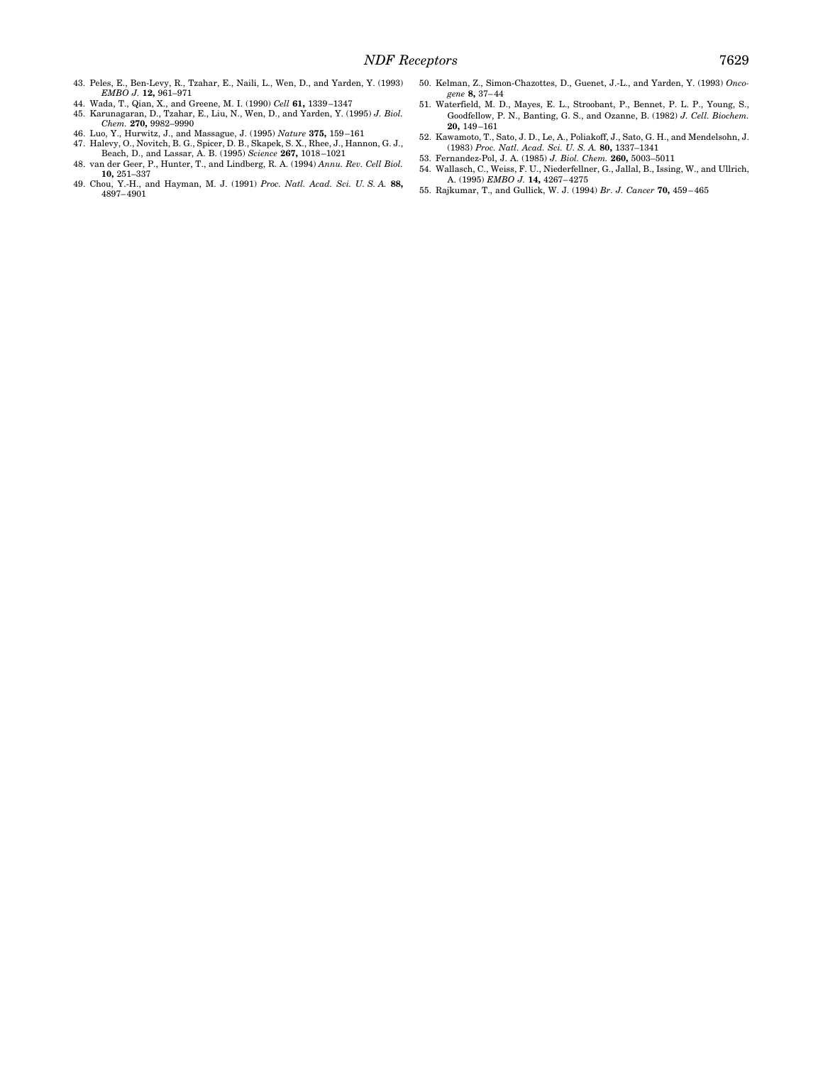43. Peles, E., Ben-Levy, R., Tzahar, E., Naili, L., Wen, D., and Yarden, Y. (1993) *EMBO J.* **12,** 961–971
44. Wada, T., Qian, X., and Greene, M. I. (1990) *Cell* **61,** 1339–1347
45. Karunagaran, D., Tzahar, E., Liu, N., Wen, D., and Yarden, Y. (1995) *J. Biol. Chem.* **270,** 9982–9990
46. Luo, Y., Hurwitz, J., and Massague, J. (1995) *Nature* **375,** 159–161
47. Halevy, O., Novitch, B. G., Spicer, D. B., Skapek, S. X., Rhee, J., Hannon, G. J., Beach, D., and Lassar, A. B. (1995) *Science* **267,** 1018–1021
48. van der Geer, P., Hunter, T., and Lindberg, R. A. (1994) *Annu. Rev. Cell Biol.* **10,** 251–337
49. Chou, Y.-H., and Hayman, M. J. (1991) *Proc. Natl. Acad. Sci. U. S. A.* **88,** 4897–4901
50. Kelman, Z., Simon-Chazottes, D., Guenet, J.-L., and Yarden, Y. (1993) *Oncogene* **8,** 37–44
51. Waterfield, M. D., Mayes, E. L., Stroobant, P., Bennet, P. L. P., Young, S., Goodfellow, P. N., Banting, G. S., and Ozanne, B. (1982) *J. Cell. Biochem.* **20,** 149–161
52. Kawamoto, T., Sato, J. D., Le, A., Poliakoff, J., Sato, G. H., and Mendelsohn, J. (1983) *Proc. Natl. Acad. Sci. U. S. A.* **80,** 1337–1341
53. Fernandez-Pol, J. A. (1985) *J. Biol. Chem.* **260,** 5003–5011
54. Wallasch, C., Weiss, F. U., Niederfellner, G., Jallal, B., Issing, W., and Ullrich, A. (1995) *EMBO J.* **14,** 4267–4275
55. Rajkumar, T., and Gullick, W. J. (1994) *Br. J. Cancer* **70,** 459–465